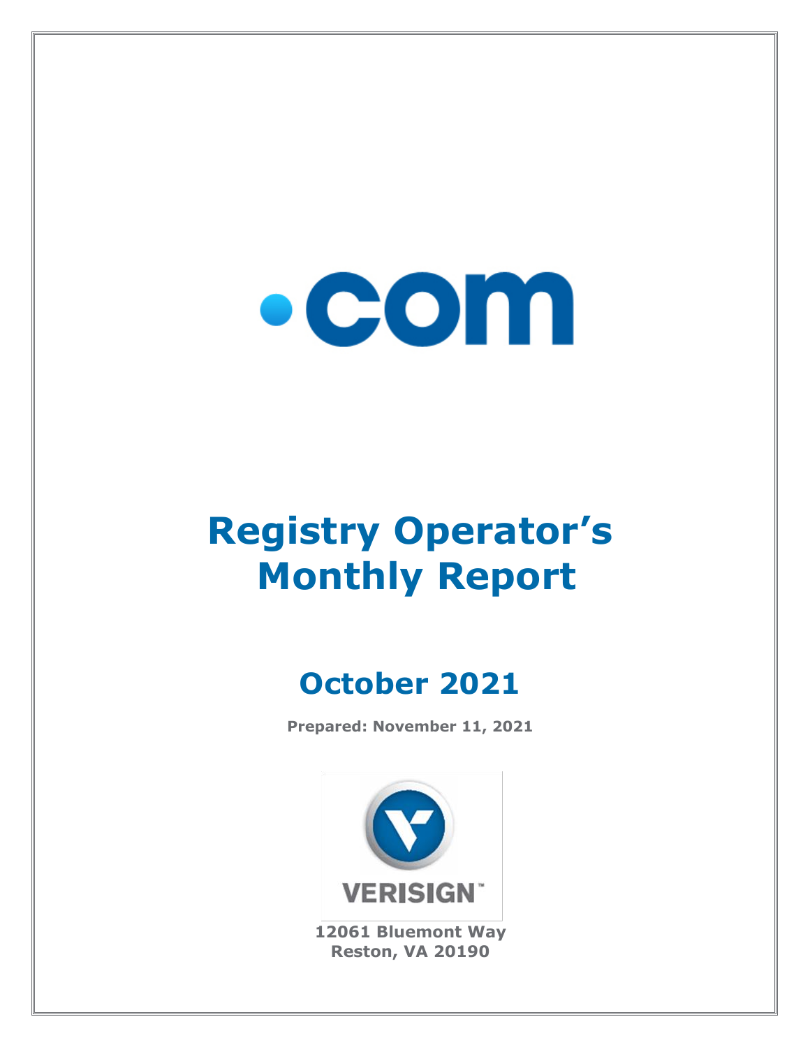# .com

# Registry Operator's Monthly Report

## October 2021

**Prepared: November 11, 2021**

VERISIGN

**12061 Bluemont Way**
**Reston, VA 20190**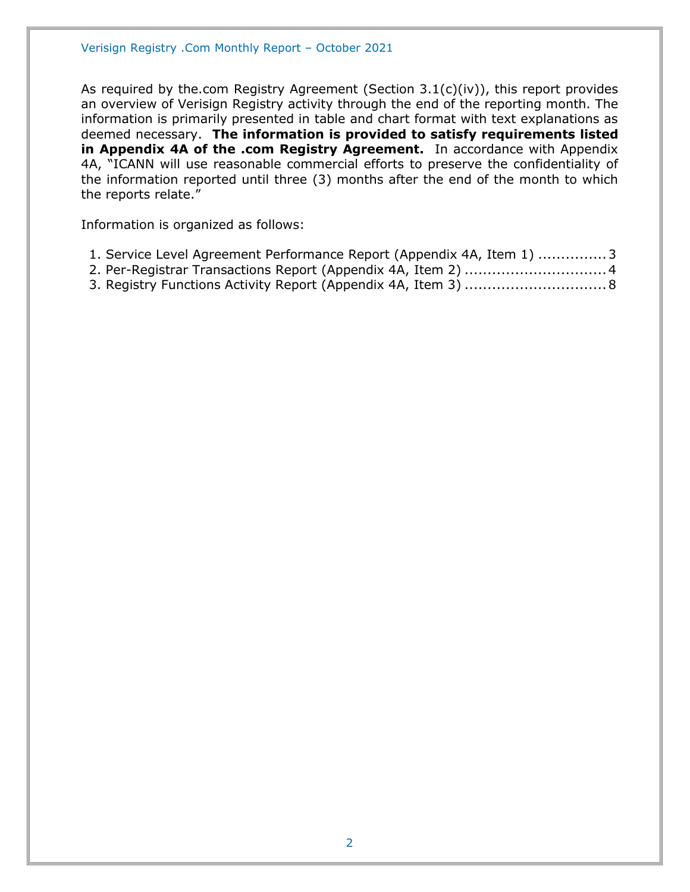As required by the.com Registry Agreement (Section 3.1(c)(iv)), this report provides an overview of Verisign Registry activity through the end of the reporting month. The information is primarily presented in table and chart format with text explanations as deemed necessary. **The information is provided to satisfy requirements listed in Appendix 4A of the .com Registry Agreement.** In accordance with Appendix 4A, "ICANN will use reasonable commercial efforts to preserve the confidentiality of the information reported until three (3) months after the end of the month to which the reports relate."

Information is organized as follows:

1. Service Level Agreement Performance Report (Appendix 4A, Item 1) ............... 3
2. Per-Registrar Transactions Report (Appendix 4A, Item 2) ............................... 4
3. Registry Functions Activity Report (Appendix 4A, Item 3) ............................... 8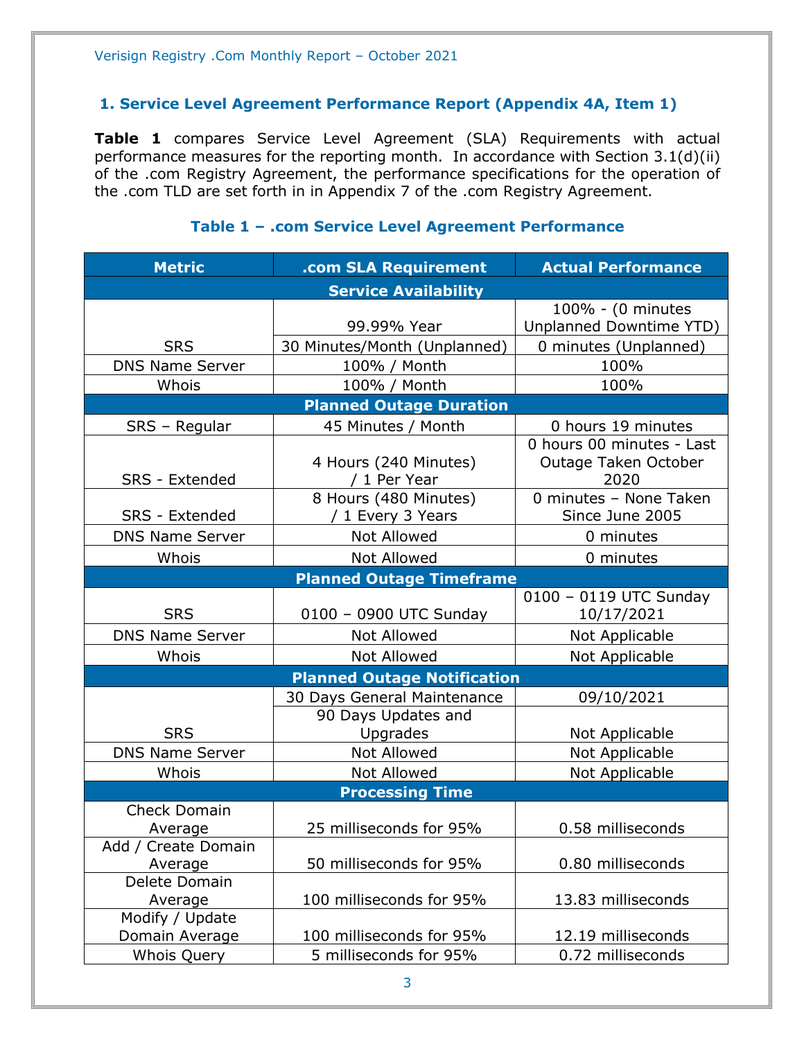## 1. Service Level Agreement Performance Report (Appendix 4A, Item 1)

**Table 1** compares Service Level Agreement (SLA) Requirements with actual performance measures for the reporting month. In accordance with Section 3.1(d)(ii) of the .com Registry Agreement, the performance specifications for the operation of the .com TLD are set forth in in Appendix 7 of the .com Registry Agreement.

### Table 1 – .com Service Level Agreement Performance

| Metric | .com SLA Requirement | Actual Performance |
|---|---|---|
| **Service Availability** | | |
| SRS | 99.99% Year | 100% - (0 minutes Unplanned Downtime YTD) |
| | 30 Minutes/Month (Unplanned) | 0 minutes (Unplanned) |
| DNS Name Server | 100% / Month | 100% |
| Whois | 100% / Month | 100% |
| **Planned Outage Duration** | | |
| SRS – Regular | 45 Minutes / Month | 0 hours 19 minutes |
| SRS - Extended | 4 Hours (240 Minutes) / 1 Per Year | 0 hours 00 minutes - Last Outage Taken October 2020 |
| SRS - Extended | 8 Hours (480 Minutes) / 1 Every 3 Years | 0 minutes – None Taken Since June 2005 |
| DNS Name Server | Not Allowed | 0 minutes |
| Whois | Not Allowed | 0 minutes |
| **Planned Outage Timeframe** | | |
| SRS | 0100 – 0900 UTC Sunday | 0100 – 0119 UTC Sunday 10/17/2021 |
| DNS Name Server | Not Allowed | Not Applicable |
| Whois | Not Allowed | Not Applicable |
| **Planned Outage Notification** | | |
| SRS | 30 Days General Maintenance | 09/10/2021 |
| | 90 Days Updates and Upgrades | Not Applicable |
| DNS Name Server | Not Allowed | Not Applicable |
| Whois | Not Allowed | Not Applicable |
| **Processing Time** | | |
| Check Domain Average | 25 milliseconds for 95% | 0.58 milliseconds |
| Add / Create Domain Average | 50 milliseconds for 95% | 0.80 milliseconds |
| Delete Domain Average | 100 milliseconds for 95% | 13.83 milliseconds |
| Modify / Update Domain Average | 100 milliseconds for 95% | 12.19 milliseconds |
| Whois Query | 5 milliseconds for 95% | 0.72 milliseconds |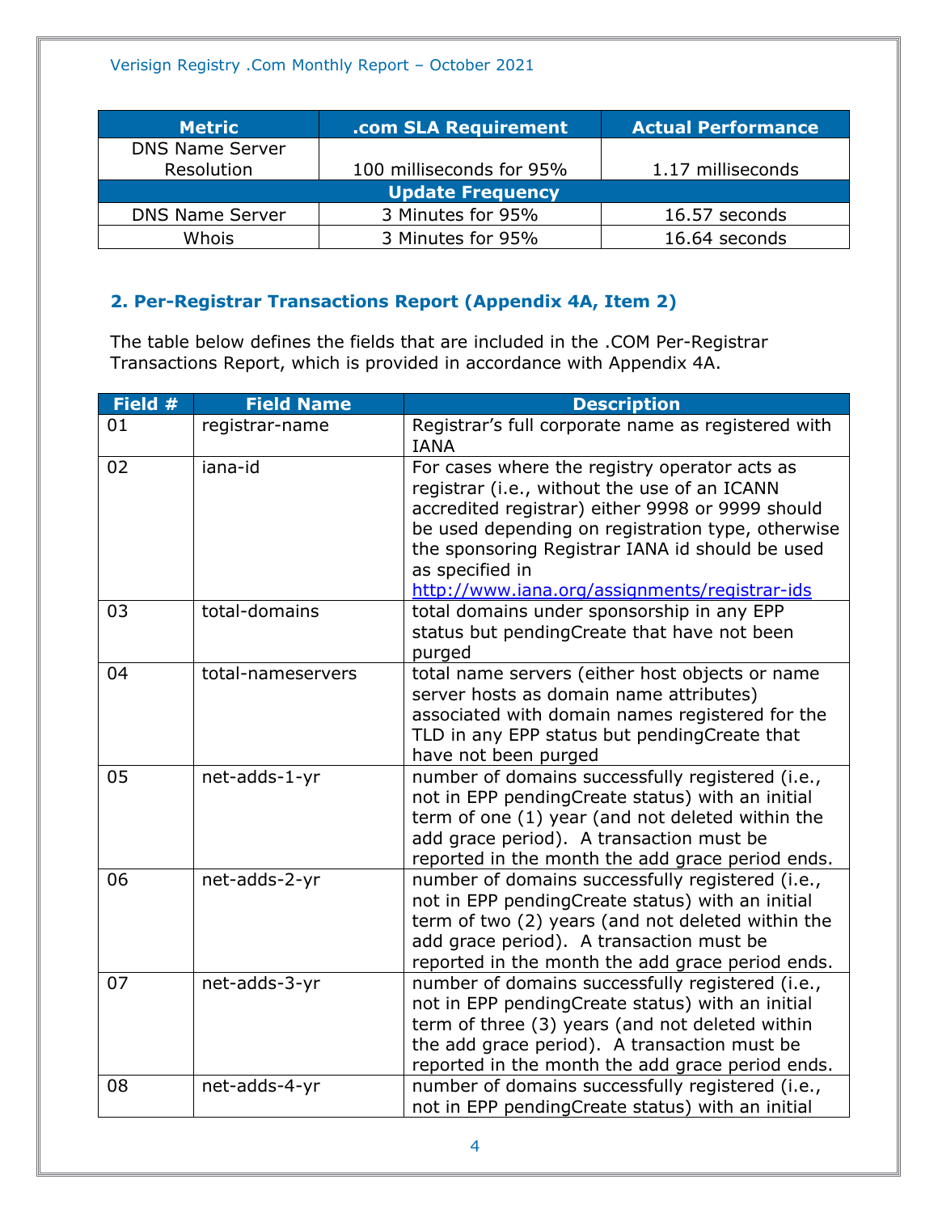| Metric | .com SLA Requirement | Actual Performance |
|---|---|---|
| DNS Name Server Resolution | 100 milliseconds for 95% | 1.17 milliseconds |
| **Update Frequency** | | |
| DNS Name Server | 3 Minutes for 95% | 16.57 seconds |
| Whois | 3 Minutes for 95% | 16.64 seconds |

## 2. Per-Registrar Transactions Report (Appendix 4A, Item 2)

The table below defines the fields that are included in the .COM Per-Registrar Transactions Report, which is provided in accordance with Appendix 4A.

| Field # | Field Name | Description |
|---|---|---|
| 01 | registrar-name | Registrar's full corporate name as registered with IANA |
| 02 | iana-id | For cases where the registry operator acts as registrar (i.e., without the use of an ICANN accredited registrar) either 9998 or 9999 should be used depending on registration type, otherwise the sponsoring Registrar IANA id should be used as specified in http://www.iana.org/assignments/registrar-ids |
| 03 | total-domains | total domains under sponsorship in any EPP status but pendingCreate that have not been purged |
| 04 | total-nameservers | total name servers (either host objects or name server hosts as domain name attributes) associated with domain names registered for the TLD in any EPP status but pendingCreate that have not been purged |
| 05 | net-adds-1-yr | number of domains successfully registered (i.e., not in EPP pendingCreate status) with an initial term of one (1) year (and not deleted within the add grace period). A transaction must be reported in the month the add grace period ends. |
| 06 | net-adds-2-yr | number of domains successfully registered (i.e., not in EPP pendingCreate status) with an initial term of two (2) years (and not deleted within the add grace period). A transaction must be reported in the month the add grace period ends. |
| 07 | net-adds-3-yr | number of domains successfully registered (i.e., not in EPP pendingCreate status) with an initial term of three (3) years (and not deleted within the add grace period). A transaction must be reported in the month the add grace period ends. |
| 08 | net-adds-4-yr | number of domains successfully registered (i.e., not in EPP pendingCreate status) with an initial |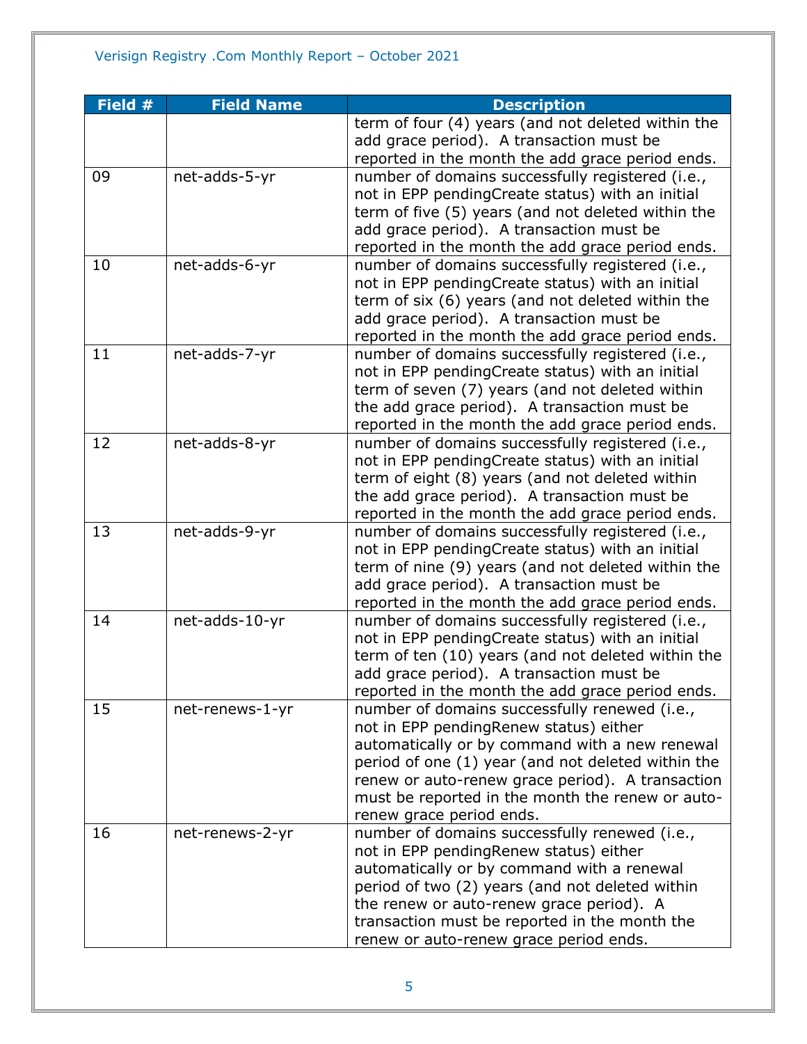| Field # | Field Name | Description |
|---|---|---|
| | | term of four (4) years (and not deleted within the add grace period). A transaction must be reported in the month the add grace period ends. |
| 09 | net-adds-5-yr | number of domains successfully registered (i.e., not in EPP pendingCreate status) with an initial term of five (5) years (and not deleted within the add grace period). A transaction must be reported in the month the add grace period ends. |
| 10 | net-adds-6-yr | number of domains successfully registered (i.e., not in EPP pendingCreate status) with an initial term of six (6) years (and not deleted within the add grace period). A transaction must be reported in the month the add grace period ends. |
| 11 | net-adds-7-yr | number of domains successfully registered (i.e., not in EPP pendingCreate status) with an initial term of seven (7) years (and not deleted within the add grace period). A transaction must be reported in the month the add grace period ends. |
| 12 | net-adds-8-yr | number of domains successfully registered (i.e., not in EPP pendingCreate status) with an initial term of eight (8) years (and not deleted within the add grace period). A transaction must be reported in the month the add grace period ends. |
| 13 | net-adds-9-yr | number of domains successfully registered (i.e., not in EPP pendingCreate status) with an initial term of nine (9) years (and not deleted within the add grace period). A transaction must be reported in the month the add grace period ends. |
| 14 | net-adds-10-yr | number of domains successfully registered (i.e., not in EPP pendingCreate status) with an initial term of ten (10) years (and not deleted within the add grace period). A transaction must be reported in the month the add grace period ends. |
| 15 | net-renews-1-yr | number of domains successfully renewed (i.e., not in EPP pendingRenew status) either automatically or by command with a new renewal period of one (1) year (and not deleted within the renew or auto-renew grace period). A transaction must be reported in the month the renew or auto-renew grace period ends. |
| 16 | net-renews-2-yr | number of domains successfully renewed (i.e., not in EPP pendingRenew status) either automatically or by command with a renewal period of two (2) years (and not deleted within the renew or auto-renew grace period). A transaction must be reported in the month the renew or auto-renew grace period ends. |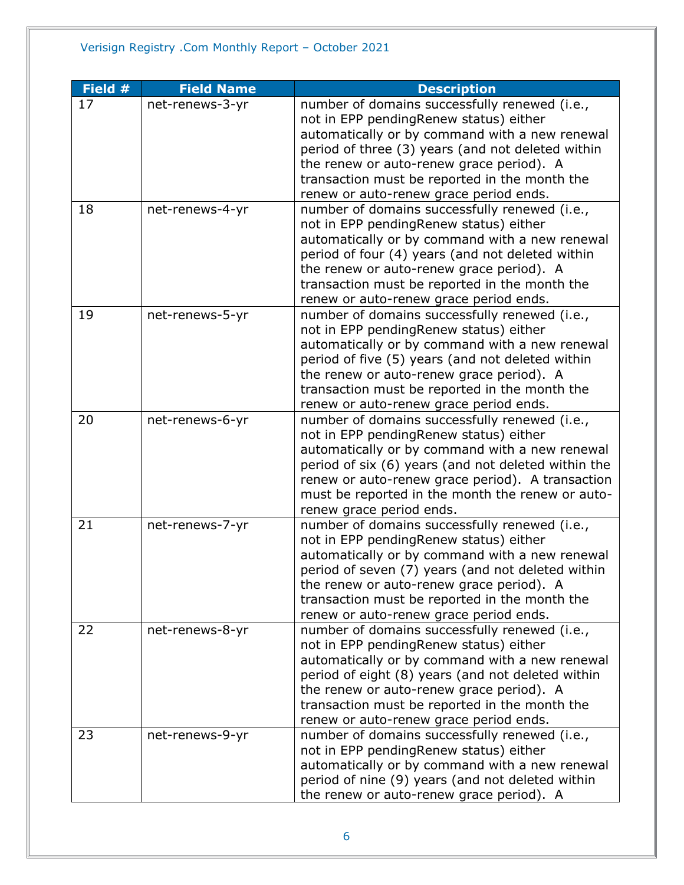| Field # | Field Name | Description |
| --- | --- | --- |
| 17 | net-renews-3-yr | number of domains successfully renewed (i.e., not in EPP pendingRenew status) either automatically or by command with a new renewal period of three (3) years (and not deleted within the renew or auto-renew grace period). A transaction must be reported in the month the renew or auto-renew grace period ends. |
| 18 | net-renews-4-yr | number of domains successfully renewed (i.e., not in EPP pendingRenew status) either automatically or by command with a new renewal period of four (4) years (and not deleted within the renew or auto-renew grace period). A transaction must be reported in the month the renew or auto-renew grace period ends. |
| 19 | net-renews-5-yr | number of domains successfully renewed (i.e., not in EPP pendingRenew status) either automatically or by command with a new renewal period of five (5) years (and not deleted within the renew or auto-renew grace period). A transaction must be reported in the month the renew or auto-renew grace period ends. |
| 20 | net-renews-6-yr | number of domains successfully renewed (i.e., not in EPP pendingRenew status) either automatically or by command with a new renewal period of six (6) years (and not deleted within the renew or auto-renew grace period). A transaction must be reported in the month the renew or auto-renew grace period ends. |
| 21 | net-renews-7-yr | number of domains successfully renewed (i.e., not in EPP pendingRenew status) either automatically or by command with a new renewal period of seven (7) years (and not deleted within the renew or auto-renew grace period). A transaction must be reported in the month the renew or auto-renew grace period ends. |
| 22 | net-renews-8-yr | number of domains successfully renewed (i.e., not in EPP pendingRenew status) either automatically or by command with a new renewal period of eight (8) years (and not deleted within the renew or auto-renew grace period). A transaction must be reported in the month the renew or auto-renew grace period ends. |
| 23 | net-renews-9-yr | number of domains successfully renewed (i.e., not in EPP pendingRenew status) either automatically or by command with a new renewal period of nine (9) years (and not deleted within the renew or auto-renew grace period). A |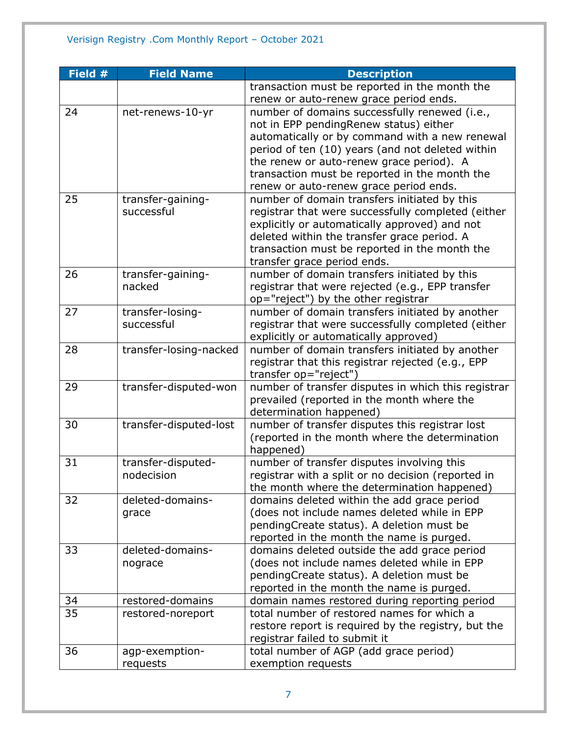| Field # | Field Name | Description |
|---|---|---|
| | | transaction must be reported in the month the renew or auto-renew grace period ends. |
| 24 | net-renews-10-yr | number of domains successfully renewed (i.e., not in EPP pendingRenew status) either automatically or by command with a new renewal period of ten (10) years (and not deleted within the renew or auto-renew grace period). A transaction must be reported in the month the renew or auto-renew grace period ends. |
| 25 | transfer-gaining-successful | number of domain transfers initiated by this registrar that were successfully completed (either explicitly or automatically approved) and not deleted within the transfer grace period. A transaction must be reported in the month the transfer grace period ends. |
| 26 | transfer-gaining-nacked | number of domain transfers initiated by this registrar that were rejected (e.g., EPP transfer op="reject") by the other registrar |
| 27 | transfer-losing-successful | number of domain transfers initiated by another registrar that were successfully completed (either explicitly or automatically approved) |
| 28 | transfer-losing-nacked | number of domain transfers initiated by another registrar that this registrar rejected (e.g., EPP transfer op="reject") |
| 29 | transfer-disputed-won | number of transfer disputes in which this registrar prevailed (reported in the month where the determination happened) |
| 30 | transfer-disputed-lost | number of transfer disputes this registrar lost (reported in the month where the determination happened) |
| 31 | transfer-disputed-nodecision | number of transfer disputes involving this registrar with a split or no decision (reported in the month where the determination happened) |
| 32 | deleted-domains-grace | domains deleted within the add grace period (does not include names deleted while in EPP pendingCreate status). A deletion must be reported in the month the name is purged. |
| 33 | deleted-domains-nograce | domains deleted outside the add grace period (does not include names deleted while in EPP pendingCreate status). A deletion must be reported in the month the name is purged. |
| 34 | restored-domains | domain names restored during reporting period |
| 35 | restored-noreport | total number of restored names for which a restore report is required by the registry, but the registrar failed to submit it |
| 36 | agp-exemption-requests | total number of AGP (add grace period) exemption requests |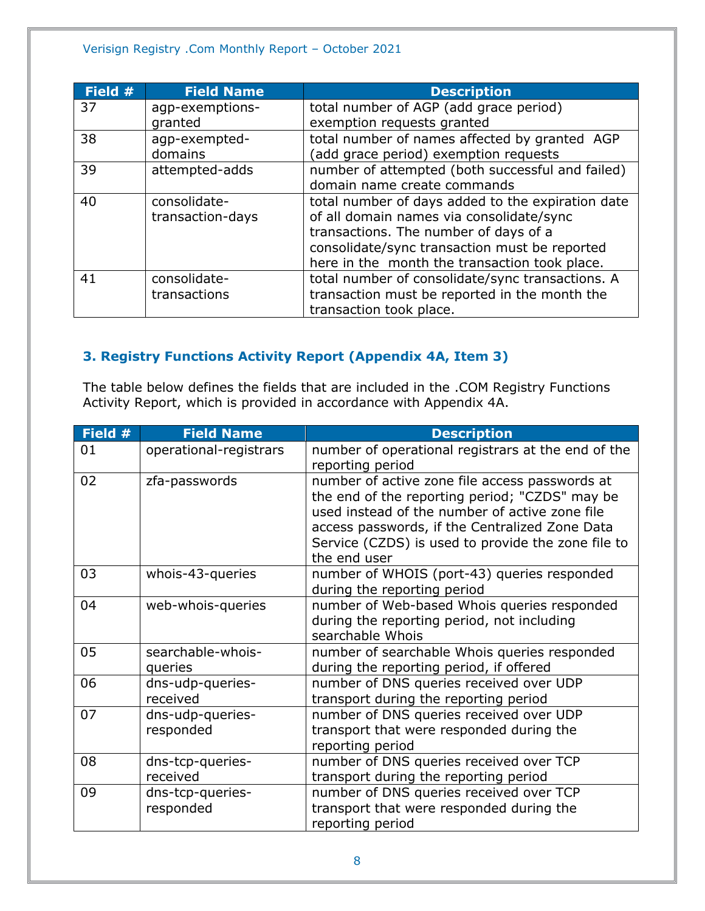| Field # | Field Name | Description |
|---|---|---|
| 37 | agp-exemptions-granted | total number of AGP (add grace period) exemption requests granted |
| 38 | agp-exempted-domains | total number of names affected by granted AGP (add grace period) exemption requests |
| 39 | attempted-adds | number of attempted (both successful and failed) domain name create commands |
| 40 | consolidate-transaction-days | total number of days added to the expiration date of all domain names via consolidate/sync transactions. The number of days of a consolidate/sync transaction must be reported here in the month the transaction took place. |
| 41 | consolidate-transactions | total number of consolidate/sync transactions. A transaction must be reported in the month the transaction took place. |

### 3. Registry Functions Activity Report (Appendix 4A, Item 3)

The table below defines the fields that are included in the .COM Registry Functions Activity Report, which is provided in accordance with Appendix 4A.

| Field # | Field Name | Description |
|---|---|---|
| 01 | operational-registrars | number of operational registrars at the end of the reporting period |
| 02 | zfa-passwords | number of active zone file access passwords at the end of the reporting period; "CZDS" may be used instead of the number of active zone file access passwords, if the Centralized Zone Data Service (CZDS) is used to provide the zone file to the end user |
| 03 | whois-43-queries | number of WHOIS (port-43) queries responded during the reporting period |
| 04 | web-whois-queries | number of Web-based Whois queries responded during the reporting period, not including searchable Whois |
| 05 | searchable-whois-queries | number of searchable Whois queries responded during the reporting period, if offered |
| 06 | dns-udp-queries-received | number of DNS queries received over UDP transport during the reporting period |
| 07 | dns-udp-queries-responded | number of DNS queries received over UDP transport that were responded during the reporting period |
| 08 | dns-tcp-queries-received | number of DNS queries received over TCP transport during the reporting period |
| 09 | dns-tcp-queries-responded | number of DNS queries received over TCP transport that were responded during the reporting period |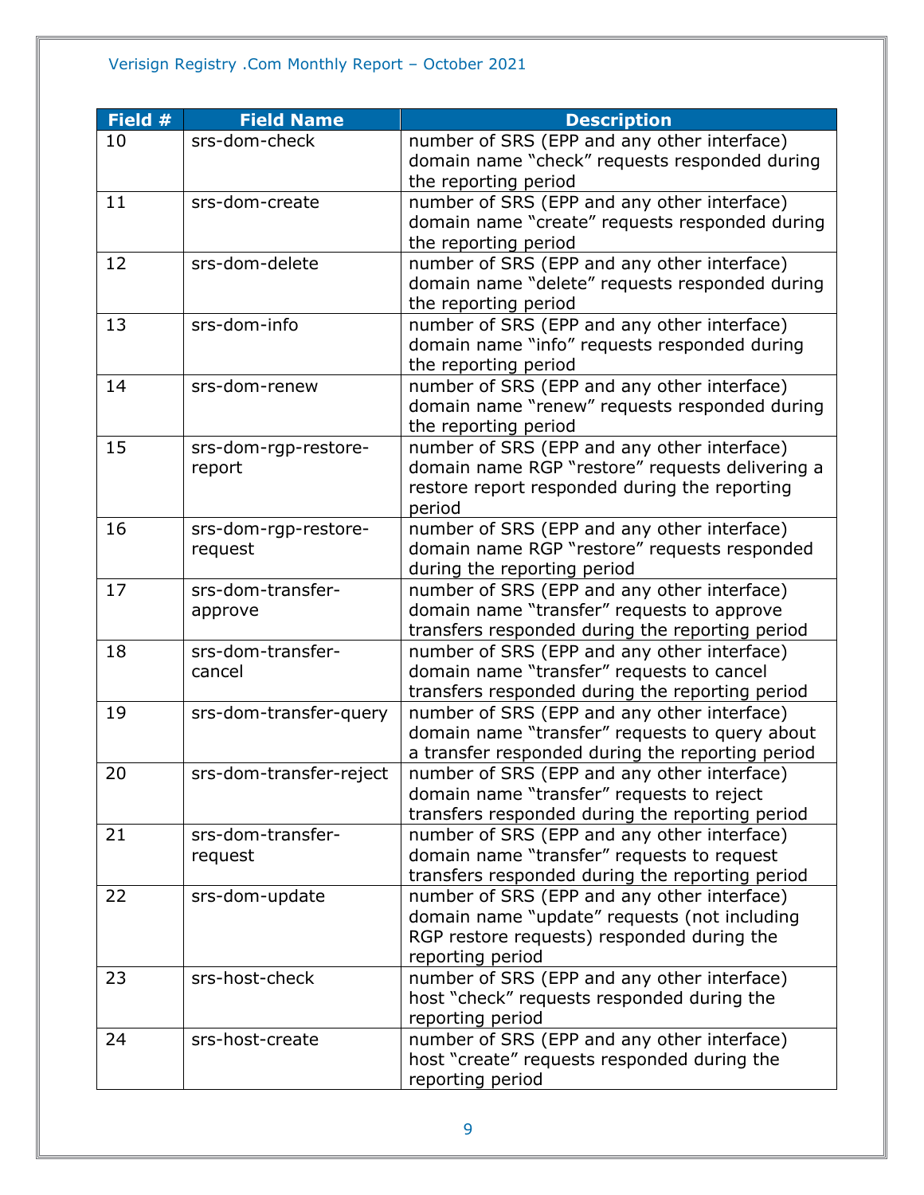| Field # | Field Name | Description |
|---|---|---|
| 10 | srs-dom-check | number of SRS (EPP and any other interface) domain name “check” requests responded during the reporting period |
| 11 | srs-dom-create | number of SRS (EPP and any other interface) domain name “create” requests responded during the reporting period |
| 12 | srs-dom-delete | number of SRS (EPP and any other interface) domain name “delete” requests responded during the reporting period |
| 13 | srs-dom-info | number of SRS (EPP and any other interface) domain name “info” requests responded during the reporting period |
| 14 | srs-dom-renew | number of SRS (EPP and any other interface) domain name “renew” requests responded during the reporting period |
| 15 | srs-dom-rgp-restore-report | number of SRS (EPP and any other interface) domain name RGP “restore” requests delivering a restore report responded during the reporting period |
| 16 | srs-dom-rgp-restore-request | number of SRS (EPP and any other interface) domain name RGP “restore” requests responded during the reporting period |
| 17 | srs-dom-transfer-approve | number of SRS (EPP and any other interface) domain name “transfer” requests to approve transfers responded during the reporting period |
| 18 | srs-dom-transfer-cancel | number of SRS (EPP and any other interface) domain name “transfer” requests to cancel transfers responded during the reporting period |
| 19 | srs-dom-transfer-query | number of SRS (EPP and any other interface) domain name “transfer” requests to query about a transfer responded during the reporting period |
| 20 | srs-dom-transfer-reject | number of SRS (EPP and any other interface) domain name “transfer” requests to reject transfers responded during the reporting period |
| 21 | srs-dom-transfer-request | number of SRS (EPP and any other interface) domain name “transfer” requests to request transfers responded during the reporting period |
| 22 | srs-dom-update | number of SRS (EPP and any other interface) domain name “update” requests (not including RGP restore requests) responded during the reporting period |
| 23 | srs-host-check | number of SRS (EPP and any other interface) host “check” requests responded during the reporting period |
| 24 | srs-host-create | number of SRS (EPP and any other interface) host “create” requests responded during the reporting period |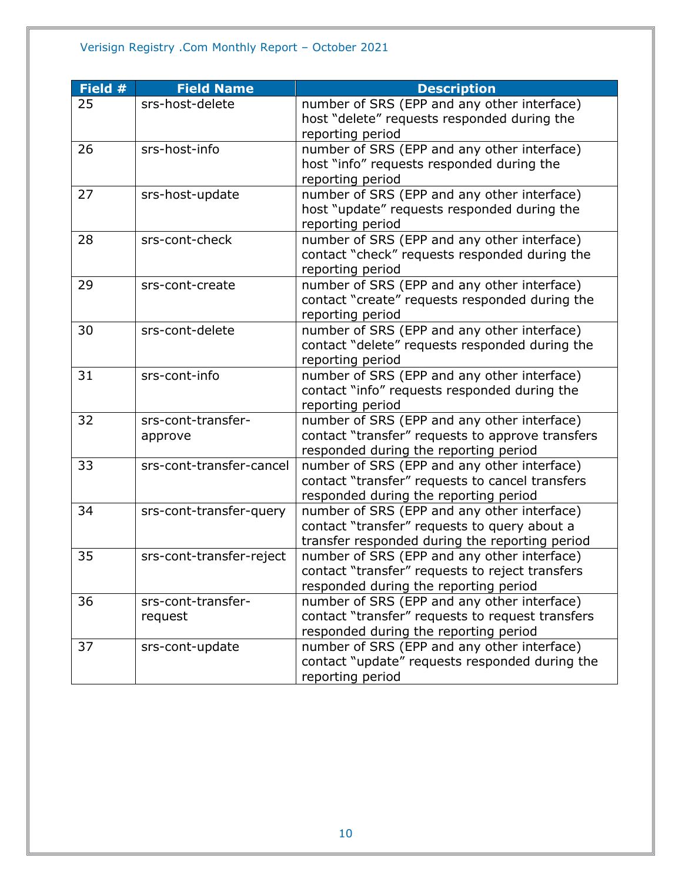| Field # | Field Name | Description |
|---|---|---|
| 25 | srs-host-delete | number of SRS (EPP and any other interface) host "delete" requests responded during the reporting period |
| 26 | srs-host-info | number of SRS (EPP and any other interface) host "info" requests responded during the reporting period |
| 27 | srs-host-update | number of SRS (EPP and any other interface) host "update" requests responded during the reporting period |
| 28 | srs-cont-check | number of SRS (EPP and any other interface) contact "check" requests responded during the reporting period |
| 29 | srs-cont-create | number of SRS (EPP and any other interface) contact "create" requests responded during the reporting period |
| 30 | srs-cont-delete | number of SRS (EPP and any other interface) contact "delete" requests responded during the reporting period |
| 31 | srs-cont-info | number of SRS (EPP and any other interface) contact "info" requests responded during the reporting period |
| 32 | srs-cont-transfer-approve | number of SRS (EPP and any other interface) contact "transfer" requests to approve transfers responded during the reporting period |
| 33 | srs-cont-transfer-cancel | number of SRS (EPP and any other interface) contact "transfer" requests to cancel transfers responded during the reporting period |
| 34 | srs-cont-transfer-query | number of SRS (EPP and any other interface) contact "transfer" requests to query about a transfer responded during the reporting period |
| 35 | srs-cont-transfer-reject | number of SRS (EPP and any other interface) contact "transfer" requests to reject transfers responded during the reporting period |
| 36 | srs-cont-transfer-request | number of SRS (EPP and any other interface) contact "transfer" requests to request transfers responded during the reporting period |
| 37 | srs-cont-update | number of SRS (EPP and any other interface) contact "update" requests responded during the reporting period |